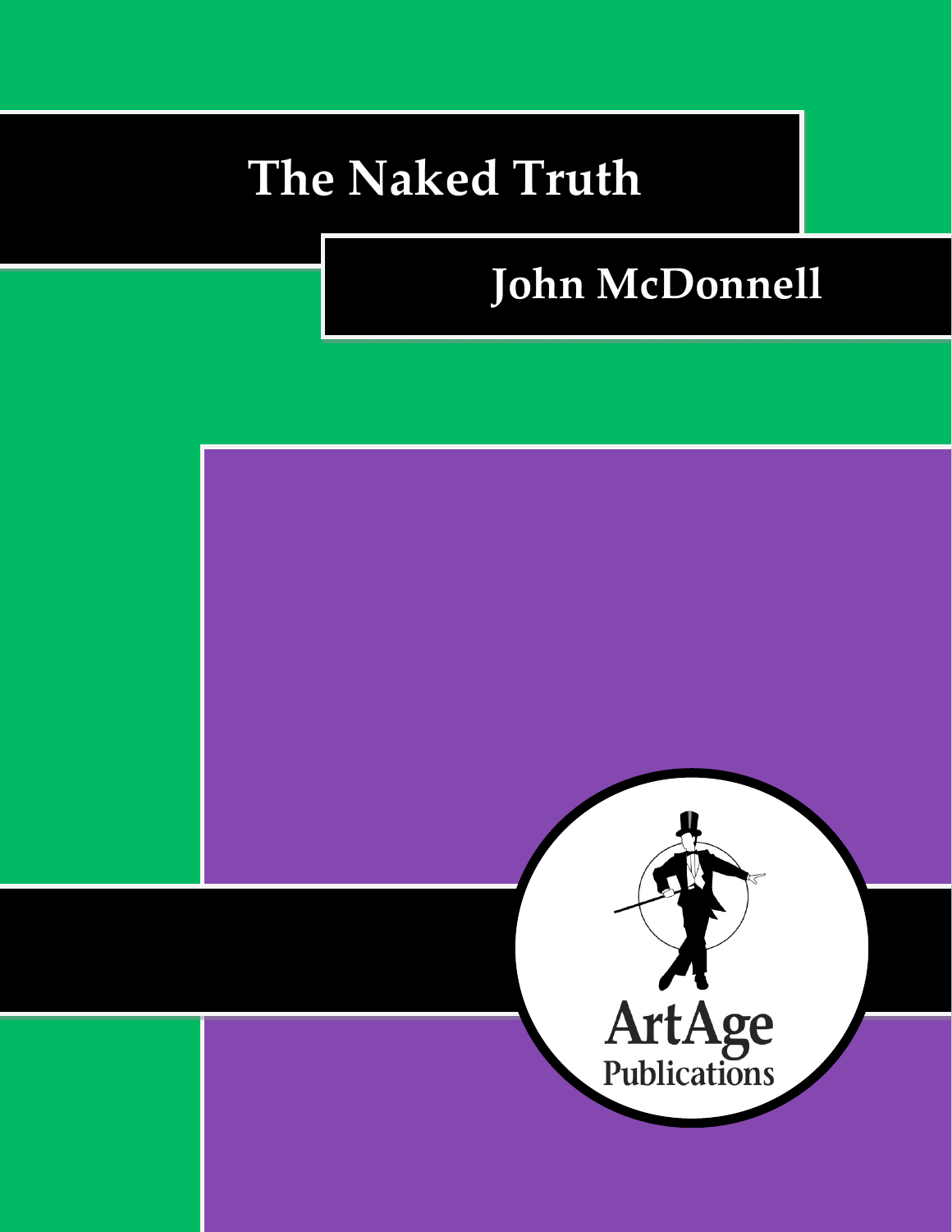# The Naked Truth

## John McDonnell

ArtAge Publications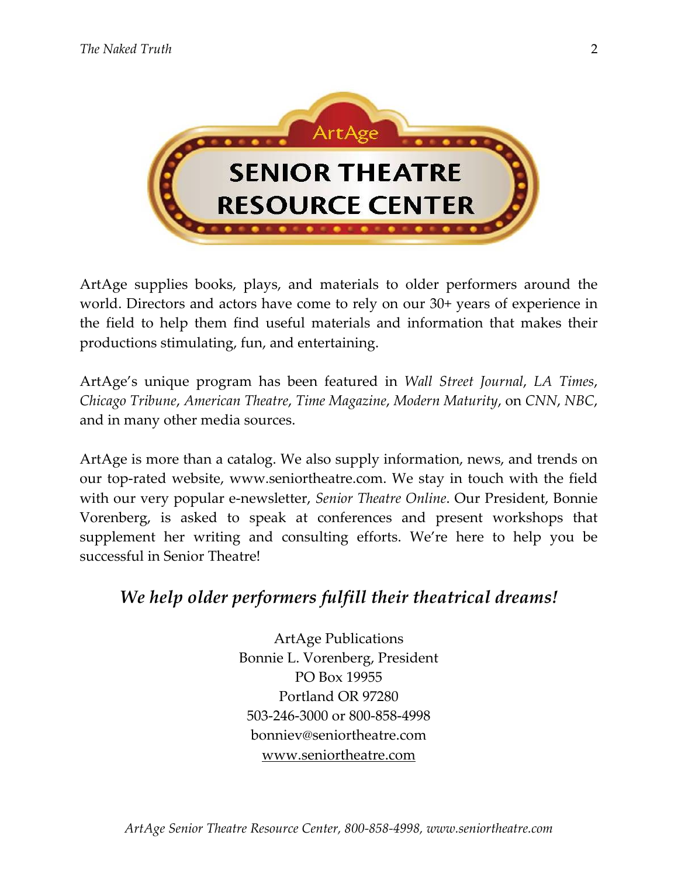ArtAge

# SENIOR THEATRE RESOURCE CENTER

ArtAge supplies books, plays, and materials to older performers around the world. Directors and actors have come to rely on our 30+ years of experience in the field to help them find useful materials and information that makes their productions stimulating, fun, and entertaining.

ArtAge's unique program has been featured in *Wall Street Journal*, *LA Times*, *Chicago Tribune*, *American Theatre*, *Time Magazine*, *Modern Maturity*, on *CNN*, *NBC*, and in many other media sources.

ArtAge is more than a catalog. We also supply information, news, and trends on our top-rated website, www.seniortheatre.com. We stay in touch with the field with our very popular e-newsletter, *Senior Theatre Online*. Our President, Bonnie Vorenberg, is asked to speak at conferences and present workshops that supplement her writing and consulting efforts. We're here to help you be successful in Senior Theatre!

## *We help older performers fulfill their theatrical dreams!*

ArtAge Publications
Bonnie L. Vorenberg, President
PO Box 19955
Portland OR 97280
503-246-3000 or 800-858-4998
bonniev@seniortheatre.com
www.seniortheatre.com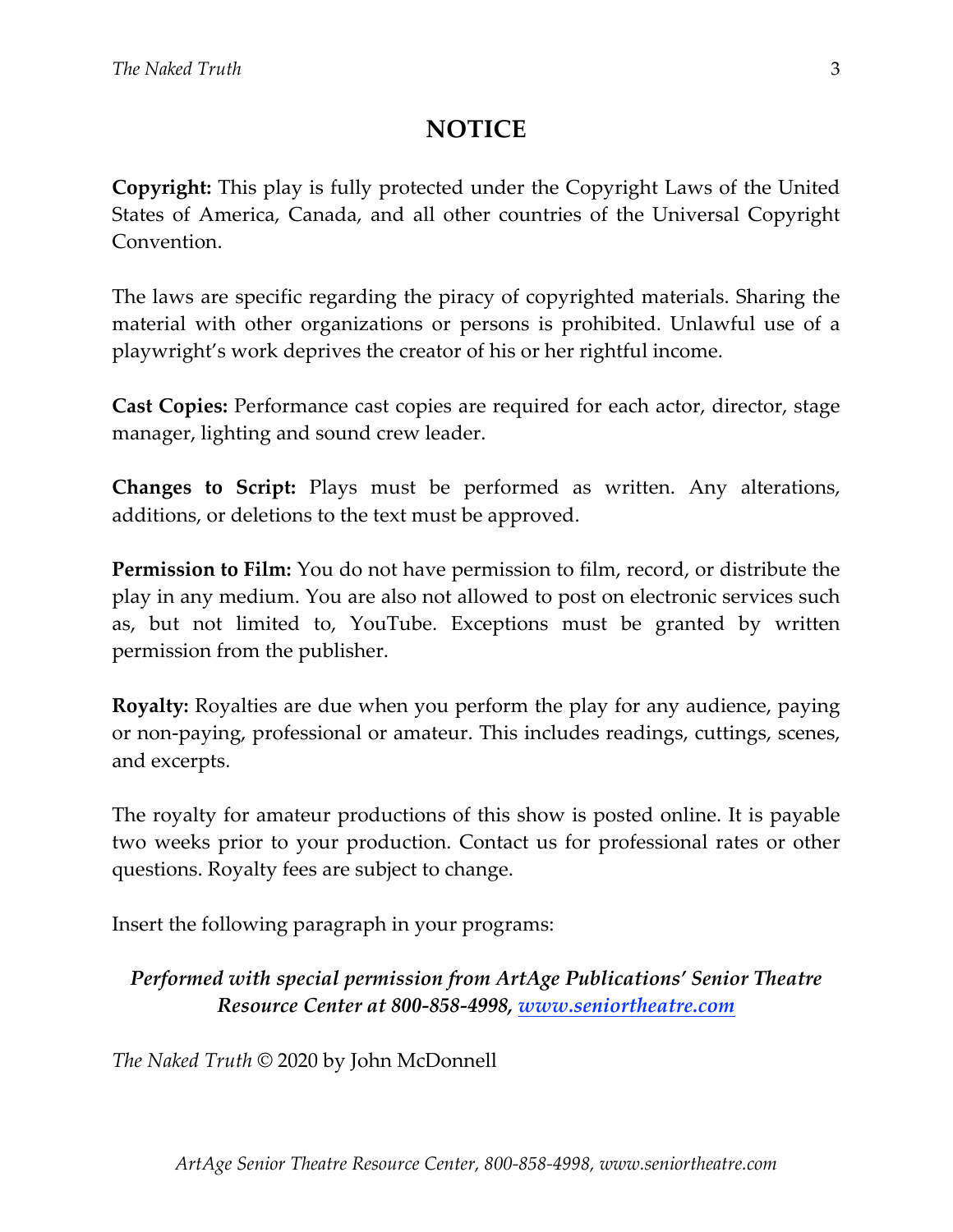# NOTICE

**Copyright:** This play is fully protected under the Copyright Laws of the United States of America, Canada, and all other countries of the Universal Copyright Convention.

The laws are specific regarding the piracy of copyrighted materials. Sharing the material with other organizations or persons is prohibited. Unlawful use of a playwright's work deprives the creator of his or her rightful income.

**Cast Copies:** Performance cast copies are required for each actor, director, stage manager, lighting and sound crew leader.

**Changes to Script:** Plays must be performed as written. Any alterations, additions, or deletions to the text must be approved.

**Permission to Film:** You do not have permission to film, record, or distribute the play in any medium. You are also not allowed to post on electronic services such as, but not limited to, YouTube. Exceptions must be granted by written permission from the publisher.

**Royalty:** Royalties are due when you perform the play for any audience, paying or non-paying, professional or amateur. This includes readings, cuttings, scenes, and excerpts.

The royalty for amateur productions of this show is posted online. It is payable two weeks prior to your production. Contact us for professional rates or other questions. Royalty fees are subject to change.

Insert the following paragraph in your programs:

***Performed with special permission from ArtAge Publications' Senior Theatre Resource Center at 800-858-4998, [www.seniortheatre.com](http://www.seniortheatre.com)***

*The Naked Truth* © 2020 by John McDonnell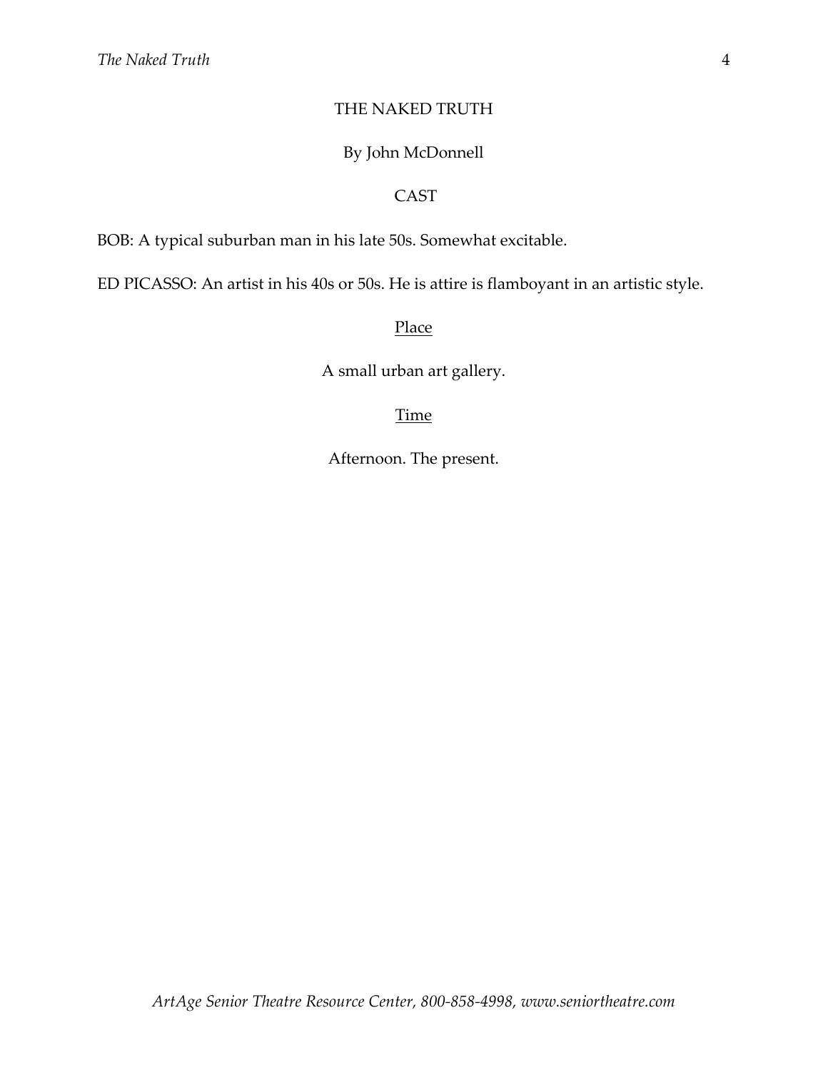# THE NAKED TRUTH

By John McDonnell

## CAST

BOB: A typical suburban man in his late 50s. Somewhat excitable.

ED PICASSO: An artist in his 40s or 50s. He is attire is flamboyant in an artistic style.

### Place

A small urban art gallery.

### Time

Afternoon. The present.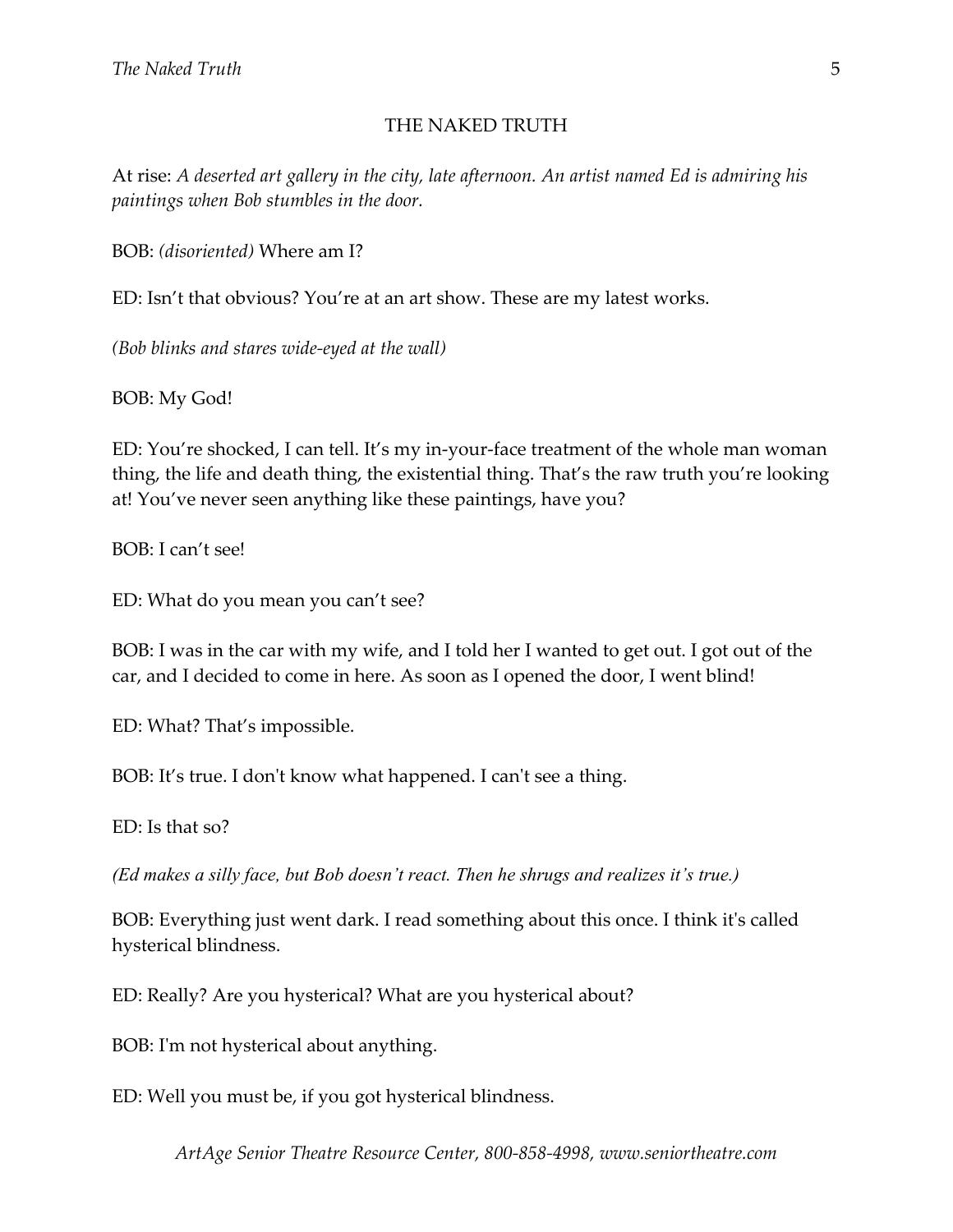# THE NAKED TRUTH

At rise: *A deserted art gallery in the city, late afternoon. An artist named Ed is admiring his paintings when Bob stumbles in the door.*

BOB: *(disoriented)* Where am I?

ED: Isn't that obvious? You're at an art show. These are my latest works.

*(Bob blinks and stares wide-eyed at the wall)*

BOB: My God!

ED: You're shocked, I can tell. It's my in-your-face treatment of the whole man woman thing, the life and death thing, the existential thing. That's the raw truth you're looking at! You've never seen anything like these paintings, have you?

BOB: I can't see!

ED: What do you mean you can't see?

BOB: I was in the car with my wife, and I told her I wanted to get out. I got out of the car, and I decided to come in here. As soon as I opened the door, I went blind!

ED: What? That's impossible.

BOB: It's true. I don't know what happened. I can't see a thing.

ED: Is that so?

*(Ed makes a silly face, but Bob doesn't react. Then he shrugs and realizes it's true.)*

BOB: Everything just went dark. I read something about this once. I think it's called hysterical blindness.

ED: Really? Are you hysterical? What are you hysterical about?

BOB: I'm not hysterical about anything.

ED: Well you must be, if you got hysterical blindness.

*ArtAge Senior Theatre Resource Center, 800-858-4998, www.seniortheatre.com*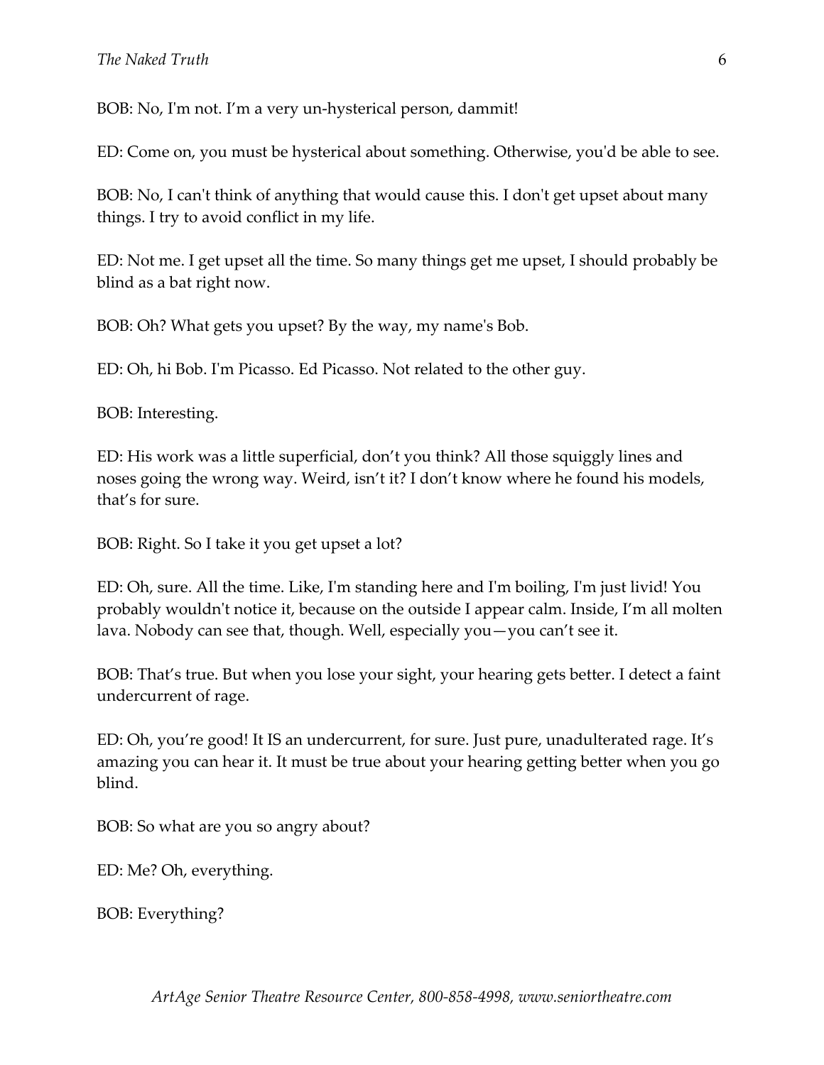BOB: No, I'm not. I'm a very un-hysterical person, dammit!

ED: Come on, you must be hysterical about something. Otherwise, you'd be able to see.

BOB: No, I can't think of anything that would cause this. I don't get upset about many things. I try to avoid conflict in my life.

ED: Not me. I get upset all the time. So many things get me upset, I should probably be blind as a bat right now.

BOB: Oh? What gets you upset? By the way, my name's Bob.

ED: Oh, hi Bob. I'm Picasso. Ed Picasso. Not related to the other guy.

BOB: Interesting.

ED: His work was a little superficial, don't you think? All those squiggly lines and noses going the wrong way. Weird, isn't it? I don't know where he found his models, that's for sure.

BOB: Right. So I take it you get upset a lot?

ED: Oh, sure. All the time. Like, I'm standing here and I'm boiling, I'm just livid! You probably wouldn't notice it, because on the outside I appear calm. Inside, I'm all molten lava. Nobody can see that, though. Well, especially you—you can't see it.

BOB: That's true. But when you lose your sight, your hearing gets better. I detect a faint undercurrent of rage.

ED: Oh, you're good! It IS an undercurrent, for sure. Just pure, unadulterated rage. It's amazing you can hear it. It must be true about your hearing getting better when you go blind.

BOB: So what are you so angry about?

ED: Me? Oh, everything.

BOB: Everything?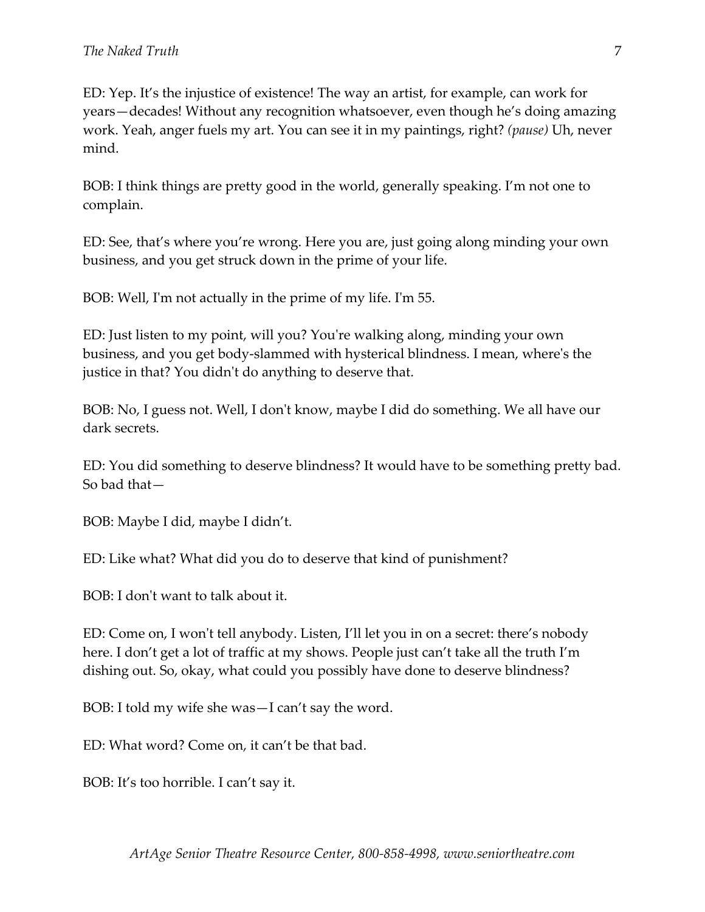ED: Yep. It’s the injustice of existence! The way an artist, for example, can work for years—decades! Without any recognition whatsoever, even though he’s doing amazing work. Yeah, anger fuels my art. You can see it in my paintings, right? *(pause)* Uh, never mind.

BOB: I think things are pretty good in the world, generally speaking. I’m not one to complain.

ED: See, that’s where you’re wrong. Here you are, just going along minding your own business, and you get struck down in the prime of your life.

BOB: Well, I'm not actually in the prime of my life. I'm 55.

ED: Just listen to my point, will you? You're walking along, minding your own business, and you get body-slammed with hysterical blindness. I mean, where's the justice in that? You didn't do anything to deserve that.

BOB: No, I guess not. Well, I don't know, maybe I did do something. We all have our dark secrets.

ED: You did something to deserve blindness? It would have to be something pretty bad. So bad that—

BOB: Maybe I did, maybe I didn’t.

ED: Like what? What did you do to deserve that kind of punishment?

BOB: I don't want to talk about it.

ED: Come on, I won't tell anybody. Listen, I’ll let you in on a secret: there’s nobody here. I don’t get a lot of traffic at my shows. People just can’t take all the truth I’m dishing out. So, okay, what could you possibly have done to deserve blindness?

BOB: I told my wife she was—I can’t say the word.

ED: What word? Come on, it can’t be that bad.

BOB: It’s too horrible. I can’t say it.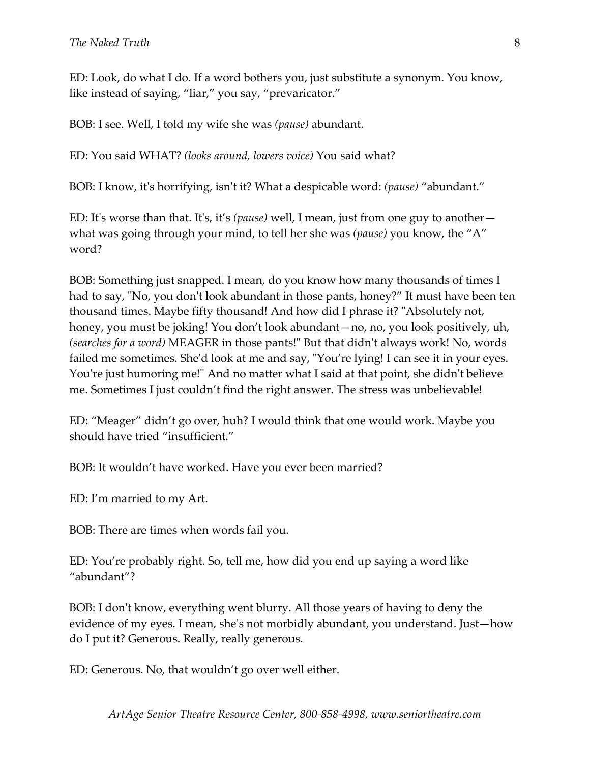ED: Look, do what I do. If a word bothers you, just substitute a synonym. You know, like instead of saying, "liar," you say, "prevaricator."

BOB: I see. Well, I told my wife she was *(pause)* abundant.

ED: You said WHAT? *(looks around, lowers voice)* You said what?

BOB: I know, it's horrifying, isn't it? What a despicable word: *(pause)* "abundant."

ED: It's worse than that. It's, it's *(pause)* well, I mean, just from one guy to another—what was going through your mind, to tell her she was *(pause)* you know, the "A" word?

BOB: Something just snapped. I mean, do you know how many thousands of times I had to say, "No, you don't look abundant in those pants, honey?" It must have been ten thousand times. Maybe fifty thousand! And how did I phrase it? "Absolutely not, honey, you must be joking! You don't look abundant—no, no, you look positively, uh, *(searches for a word)* MEAGER in those pants!" But that didn't always work! No, words failed me sometimes. She'd look at me and say, "You're lying! I can see it in your eyes. You're just humoring me!" And no matter what I said at that point, she didn't believe me. Sometimes I just couldn't find the right answer. The stress was unbelievable!

ED: "Meager" didn't go over, huh? I would think that one would work. Maybe you should have tried "insufficient."

BOB: It wouldn't have worked. Have you ever been married?

ED: I'm married to my Art.

BOB: There are times when words fail you.

ED: You're probably right. So, tell me, how did you end up saying a word like "abundant"?

BOB: I don't know, everything went blurry. All those years of having to deny the evidence of my eyes. I mean, she's not morbidly abundant, you understand. Just—how do I put it? Generous. Really, really generous.

ED: Generous. No, that wouldn't go over well either.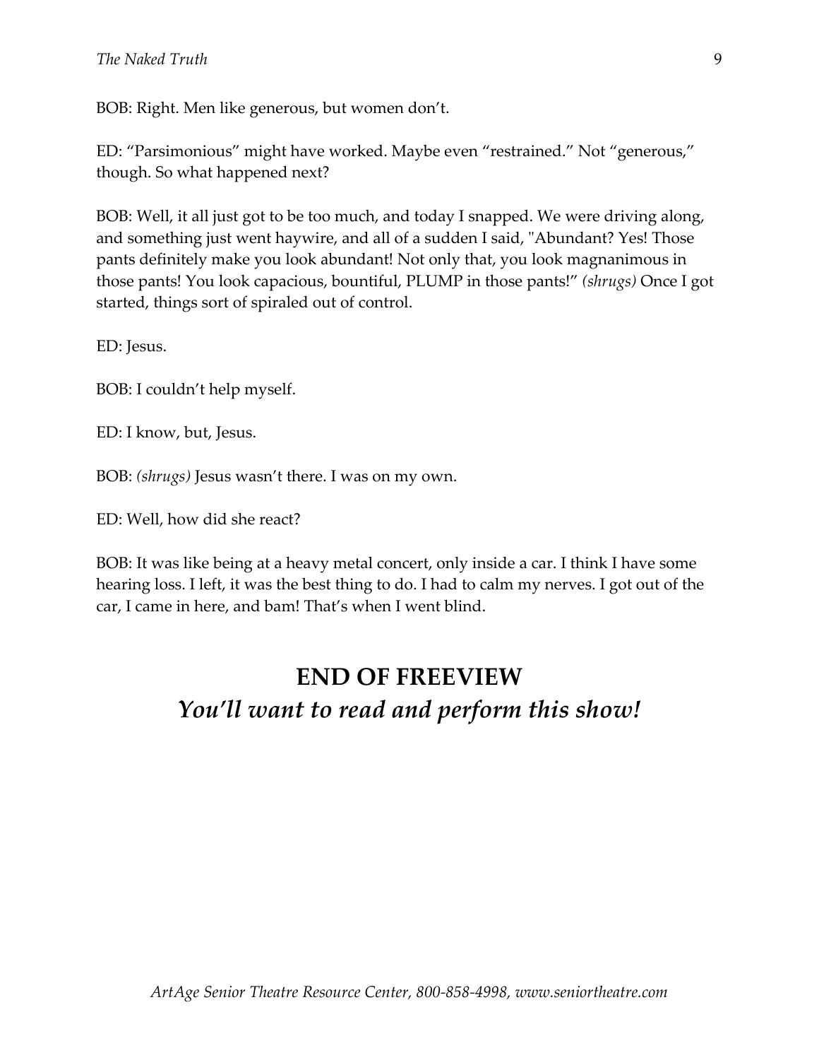BOB: Right. Men like generous, but women don't.

ED: "Parsimonious" might have worked. Maybe even "restrained." Not "generous," though. So what happened next?

BOB: Well, it all just got to be too much, and today I snapped. We were driving along, and something just went haywire, and all of a sudden I said, "Abundant? Yes! Those pants definitely make you look abundant! Not only that, you look magnanimous in those pants! You look capacious, bountiful, PLUMP in those pants!" *(shrugs)* Once I got started, things sort of spiraled out of control.

ED: Jesus.

BOB: I couldn't help myself.

ED: I know, but, Jesus.

BOB: *(shrugs)* Jesus wasn't there. I was on my own.

ED: Well, how did she react?

BOB: It was like being at a heavy metal concert, only inside a car. I think I have some hearing loss. I left, it was the best thing to do. I had to calm my nerves. I got out of the car, I came in here, and bam! That's when I went blind.

## END OF FREEVIEW

## *You'll want to read and perform this show!*